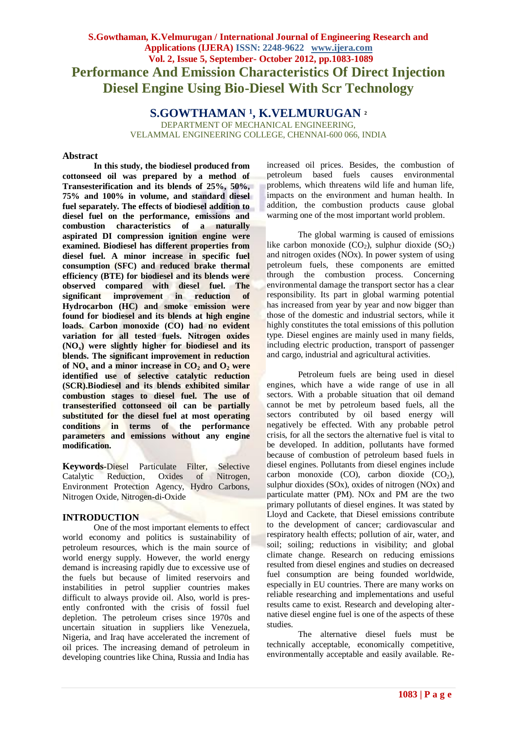# Performance And Emission Characteristics Of Direct Injection Diesel Engine Using Bio-Diesel With Scr Technology

**S.GOWTHAMAN [1], K.VELMURUGAN [2]**

DEPARTMENT OF MECHANICAL ENGINEERING,
VELAMMAL ENGINEERING COLLEGE, CHENNAI-600 066, INDIA

## Abstract

**In this study, the biodiesel produced from cottonseed oil was prepared by a method of Transesterification and its blends of 25%, 50%, 75% and 100% in volume, and standard diesel fuel separately. The effects of biodiesel addition to diesel fuel on the performance, emissions and combustion characteristics of a naturally aspirated DI compression ignition engine were examined. Biodiesel has different properties from diesel fuel. A minor increase in specific fuel consumption (SFC) and reduced brake thermal efficiency (BTE) for biodiesel and its blends were observed compared with diesel fuel. The significant improvement in reduction of Hydrocarbon (HC) and smoke emission were found for biodiesel and its blends at high engine loads. Carbon monoxide (CO) had no evident variation for all tested fuels. Nitrogen oxides ($NO_x$) were slightly higher for biodiesel and its blends. The significant improvement in reduction of $NO_x$ and a minor increase in $CO_2$ and $O_2$ were identified use of selective catalytic reduction (SCR).Biodiesel and its blends exhibited similar combustion stages to diesel fuel. The use of transesterified cottonseed oil can be partially substituted for the diesel fuel at most operating conditions in terms of the performance parameters and emissions without any engine modification.**

**Keywords**-Diesel Particulate Filter, Selective Catalytic Reduction, Oxides of Nitrogen, Environment Protection Agency, Hydro Carbons, Nitrogen Oxide, Nitrogen-di-Oxide

## INTRODUCTION

One of the most important elements to effect world economy and politics is sustainability of petroleum resources, which is the main source of world energy supply. However, the world energy demand is increasing rapidly due to excessive use of the fuels but because of limited reservoirs and instabilities in petrol supplier countries makes difficult to always provide oil. Also, world is presently confronted with the crisis of fossil fuel depletion. The petroleum crises since 1970s and uncertain situation in suppliers like Venezuela, Nigeria, and Iraq have accelerated the increment of oil prices. The increasing demand of petroleum in developing countries like China, Russia and India has increased oil prices. Besides, the combustion of petroleum based fuels causes environmental problems, which threatens wild life and human life, impacts on the environment and human health. In addition, the combustion products cause global warming one of the most important world problem.

The global warming is caused of emissions like carbon monoxide ($CO_2$), sulphur dioxide ($SO_2$) and nitrogen oxides (NOx). In power system of using petroleum fuels, these components are emitted through the combustion process. Concerning environmental damage the transport sector has a clear responsibility. Its part in global warming potential has increased from year by year and now bigger than those of the domestic and industrial sectors, while it highly constitutes the total emissions of this pollution type. Diesel engines are mainly used in many fields, including electric production, transport of passenger and cargo, industrial and agricultural activities.

Petroleum fuels are being used in diesel engines, which have a wide range of use in all sectors. With a probable situation that oil demand cannot be met by petroleum based fuels, all the sectors contributed by oil based energy will negatively be effected. With any probable petrol crisis, for all the sectors the alternative fuel is vital to be developed. In addition, pollutants have formed because of combustion of petroleum based fuels in diesel engines. Pollutants from diesel engines include carbon monoxide (CO), carbon dioxide ($CO_2$), sulphur dioxides (SOx), oxides of nitrogen (NOx) and particulate matter (PM). NOx and PM are the two primary pollutants of diesel engines. It was stated by Lloyd and Cackete, that Diesel emissions contribute to the development of cancer; cardiovascular and respiratory health effects; pollution of air, water, and soil; soiling; reductions in visibility; and global climate change. Research on reducing emissions resulted from diesel engines and studies on decreased fuel consumption are being founded worldwide, especially in EU countries. There are many works on reliable researching and implementations and useful results came to exist. Research and developing alternative diesel engine fuel is one of the aspects of these studies.

The alternative diesel fuels must be technically acceptable, economically competitive, environmentally acceptable and easily available. Re-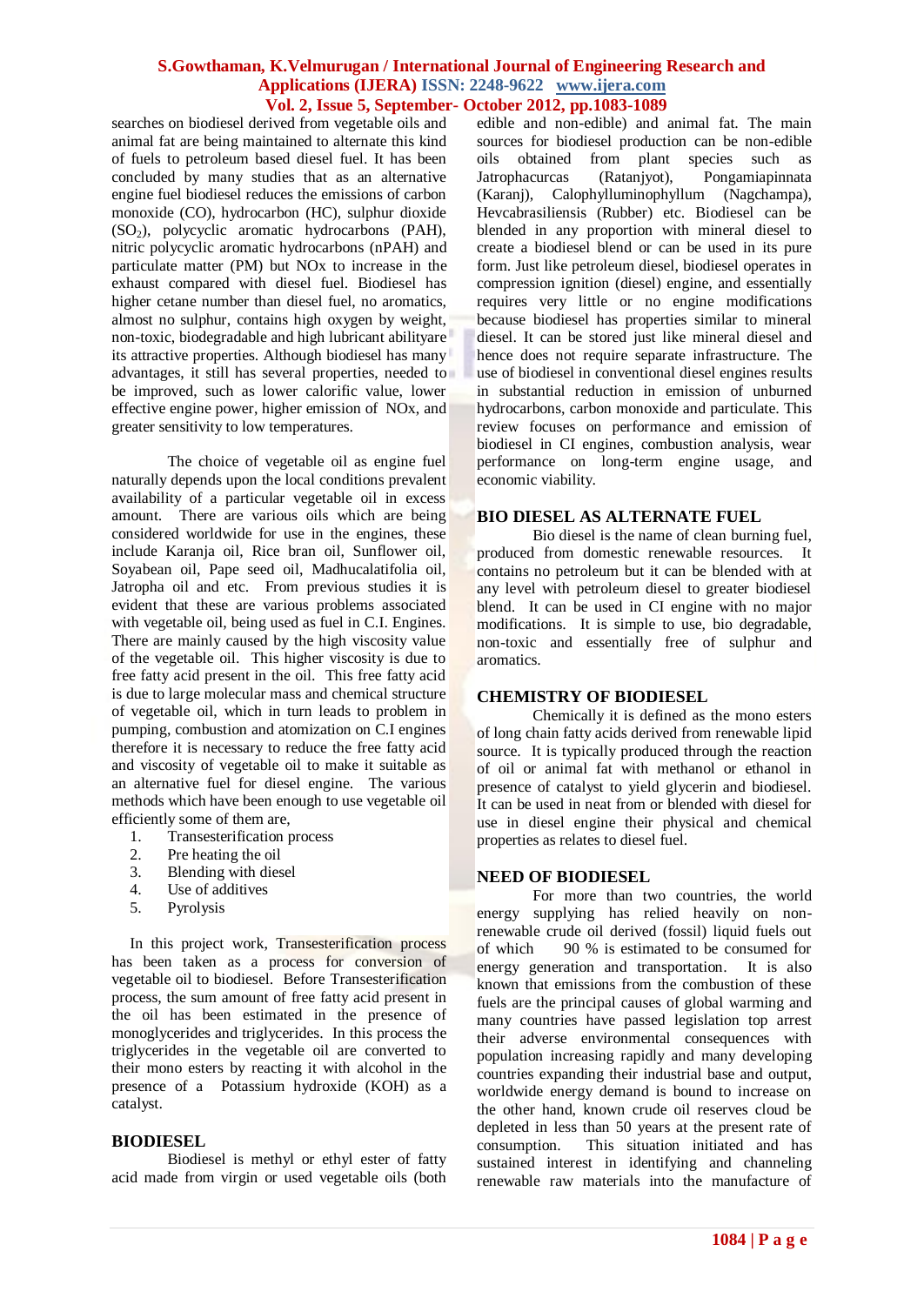searches on biodiesel derived from vegetable oils and animal fat are being maintained to alternate this kind of fuels to petroleum based diesel fuel. It has been concluded by many studies that as an alternative engine fuel biodiesel reduces the emissions of carbon monoxide (CO), hydrocarbon (HC), sulphur dioxide ($SO_2$), polycyclic aromatic hydrocarbons (PAH), nitric polycyclic aromatic hydrocarbons (nPAH) and particulate matter (PM) but NOx to increase in the exhaust compared with diesel fuel. Biodiesel has higher cetane number than diesel fuel, no aromatics, almost no sulphur, contains high oxygen by weight, non-toxic, biodegradable and high lubricant abilityare its attractive properties. Although biodiesel has many advantages, it still has several properties, needed to be improved, such as lower calorific value, lower effective engine power, higher emission of NOx, and greater sensitivity to low temperatures.

The choice of vegetable oil as engine fuel naturally depends upon the local conditions prevalent availability of a particular vegetable oil in excess amount. There are various oils which are being considered worldwide for use in the engines, these include Karanja oil, Rice bran oil, Sunflower oil, Soyabean oil, Pape seed oil, Madhucalatifolia oil, Jatropha oil and etc. From previous studies it is evident that these are various problems associated with vegetable oil, being used as fuel in C.I. Engines. There are mainly caused by the high viscosity value of the vegetable oil. This higher viscosity is due to free fatty acid present in the oil. This free fatty acid is due to large molecular mass and chemical structure of vegetable oil, which in turn leads to problem in pumping, combustion and atomization on C.I engines therefore it is necessary to reduce the free fatty acid and viscosity of vegetable oil to make it suitable as an alternative fuel for diesel engine. The various methods which have been enough to use vegetable oil efficiently some of them are,

1. Transesterification process
2. Pre heating the oil
3. Blending with diesel
4. Use of additives
5. Pyrolysis

In this project work, Transesterification process has been taken as a process for conversion of vegetable oil to biodiesel. Before Transesterification process, the sum amount of free fatty acid present in the oil has been estimated in the presence of monoglycerides and triglycerides. In this process the triglycerides in the vegetable oil are converted to their mono esters by reacting it with alcohol in the presence of a Potassium hydroxide (KOH) as a catalyst.

## BIODIESEL

Biodiesel is methyl or ethyl ester of fatty acid made from virgin or used vegetable oils (both edible and non-edible) and animal fat. The main sources for biodiesel production can be non-edible oils obtained from plant species such as Jatrophacurcas (Ratanjyot), Pongamiapinnata (Karanj), Calophylluminophyllum (Nagchampa), Hevcabrasiliensis (Rubber) etc. Biodiesel can be blended in any proportion with mineral diesel to create a biodiesel blend or can be used in its pure form. Just like petroleum diesel, biodiesel operates in compression ignition (diesel) engine, and essentially requires very little or no engine modifications because biodiesel has properties similar to mineral diesel. It can be stored just like mineral diesel and hence does not require separate infrastructure. The use of biodiesel in conventional diesel engines results in substantial reduction in emission of unburned hydrocarbons, carbon monoxide and particulate. This review focuses on performance and emission of biodiesel in CI engines, combustion analysis, wear performance on long-term engine usage, and economic viability.

## BIO DIESEL AS ALTERNATE FUEL

Bio diesel is the name of clean burning fuel, produced from domestic renewable resources. It contains no petroleum but it can be blended with at any level with petroleum diesel to greater biodiesel blend. It can be used in CI engine with no major modifications. It is simple to use, bio degradable, non-toxic and essentially free of sulphur and aromatics.

## CHEMISTRY OF BIODIESEL

Chemically it is defined as the mono esters of long chain fatty acids derived from renewable lipid source. It is typically produced through the reaction of oil or animal fat with methanol or ethanol in presence of catalyst to yield glycerin and biodiesel. It can be used in neat from or blended with diesel for use in diesel engine their physical and chemical properties as relates to diesel fuel.

## NEED OF BIODIESEL

For more than two countries, the world energy supplying has relied heavily on non-renewable crude oil derived (fossil) liquid fuels out of which 90 % is estimated to be consumed for energy generation and transportation. It is also known that emissions from the combustion of these fuels are the principal causes of global warming and many countries have passed legislation top arrest their adverse environmental consequences with population increasing rapidly and many developing countries expanding their industrial base and output, worldwide energy demand is bound to increase on the other hand, known crude oil reserves cloud be depleted in less than 50 years at the present rate of consumption. This situation initiated and has sustained interest in identifying and channeling renewable raw materials into the manufacture of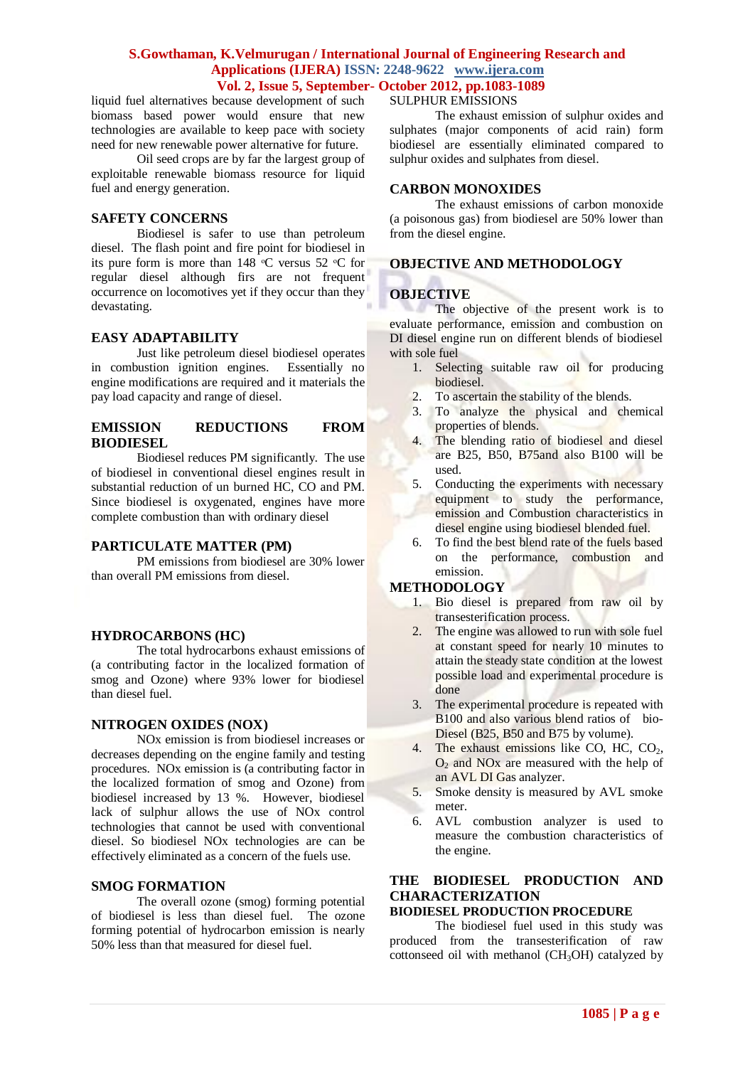liquid fuel alternatives because development of such biomass based power would ensure that new technologies are available to keep pace with society need for new renewable power alternative for future.

Oil seed crops are by far the largest group of exploitable renewable biomass resource for liquid fuel and energy generation.

## SAFETY CONCERNS

Biodiesel is safer to use than petroleum diesel. The flash point and fire point for biodiesel in its pure form is more than 148 °C versus 52 °C for regular diesel although firs are not frequent occurrence on locomotives yet if they occur than they devastating.

## EASY ADAPTABILITY

Just like petroleum diesel biodiesel operates in combustion ignition engines. Essentially no engine modifications are required and it materials the pay load capacity and range of diesel.

## EMISSION REDUCTIONS FROM BIODIESEL

Biodiesel reduces PM significantly. The use of biodiesel in conventional diesel engines result in substantial reduction of un burned HC, CO and PM. Since biodiesel is oxygenated, engines have more complete combustion than with ordinary diesel

## PARTICULATE MATTER (PM)

PM emissions from biodiesel are 30% lower than overall PM emissions from diesel.

## HYDROCARBONS (HC)

The total hydrocarbons exhaust emissions of (a contributing factor in the localized formation of smog and Ozone) where 93% lower for biodiesel than diesel fuel.

## NITROGEN OXIDES (NOX)

NOx emission is from biodiesel increases or decreases depending on the engine family and testing procedures. NOx emission is (a contributing factor in the localized formation of smog and Ozone) from biodiesel increased by 13 %. However, biodiesel lack of sulphur allows the use of NOx control technologies that cannot be used with conventional diesel. So biodiesel NOx technologies are can be effectively eliminated as a concern of the fuels use.

## SMOG FORMATION

The overall ozone (smog) forming potential of biodiesel is less than diesel fuel. The ozone forming potential of hydrocarbon emission is nearly 50% less than that measured for diesel fuel.

## SULPHUR EMISSIONS

The exhaust emission of sulphur oxides and sulphates (major components of acid rain) form biodiesel are essentially eliminated compared to sulphur oxides and sulphates from diesel.

## CARBON MONOXIDES

The exhaust emissions of carbon monoxide (a poisonous gas) from biodiesel are 50% lower than from the diesel engine.

## OBJECTIVE AND METHODOLOGY

### OBJECTIVE

The objective of the present work is to evaluate performance, emission and combustion on DI diesel engine run on different blends of biodiesel with sole fuel

1. Selecting suitable raw oil for producing biodiesel.
2. To ascertain the stability of the blends.
3. To analyze the physical and chemical properties of blends.
4. The blending ratio of biodiesel and diesel are B25, B50, B75and also B100 will be used.
5. Conducting the experiments with necessary equipment to study the performance, emission and Combustion characteristics in diesel engine using biodiesel blended fuel.
6. To find the best blend rate of the fuels based on the performance, combustion and emission.

### METHODOLOGY

1. Bio diesel is prepared from raw oil by transesterification process.
2. The engine was allowed to run with sole fuel at constant speed for nearly 10 minutes to attain the steady state condition at the lowest possible load and experimental procedure is done
3. The experimental procedure is repeated with B100 and also various blend ratios of bio-Diesel (B25, B50 and B75 by volume).
4. The exhaust emissions like CO, HC, $CO_2$, $O_2$ and NOx are measured with the help of an AVL DI Gas analyzer.
5. Smoke density is measured by AVL smoke meter.
6. AVL combustion analyzer is used to measure the combustion characteristics of the engine.

## THE BIODIESEL PRODUCTION AND CHARACTERIZATION

### BIODIESEL PRODUCTION PROCEDURE

The biodiesel fuel used in this study was produced from the transesterification of raw cottonseed oil with methanol ($CH_3OH$) catalyzed by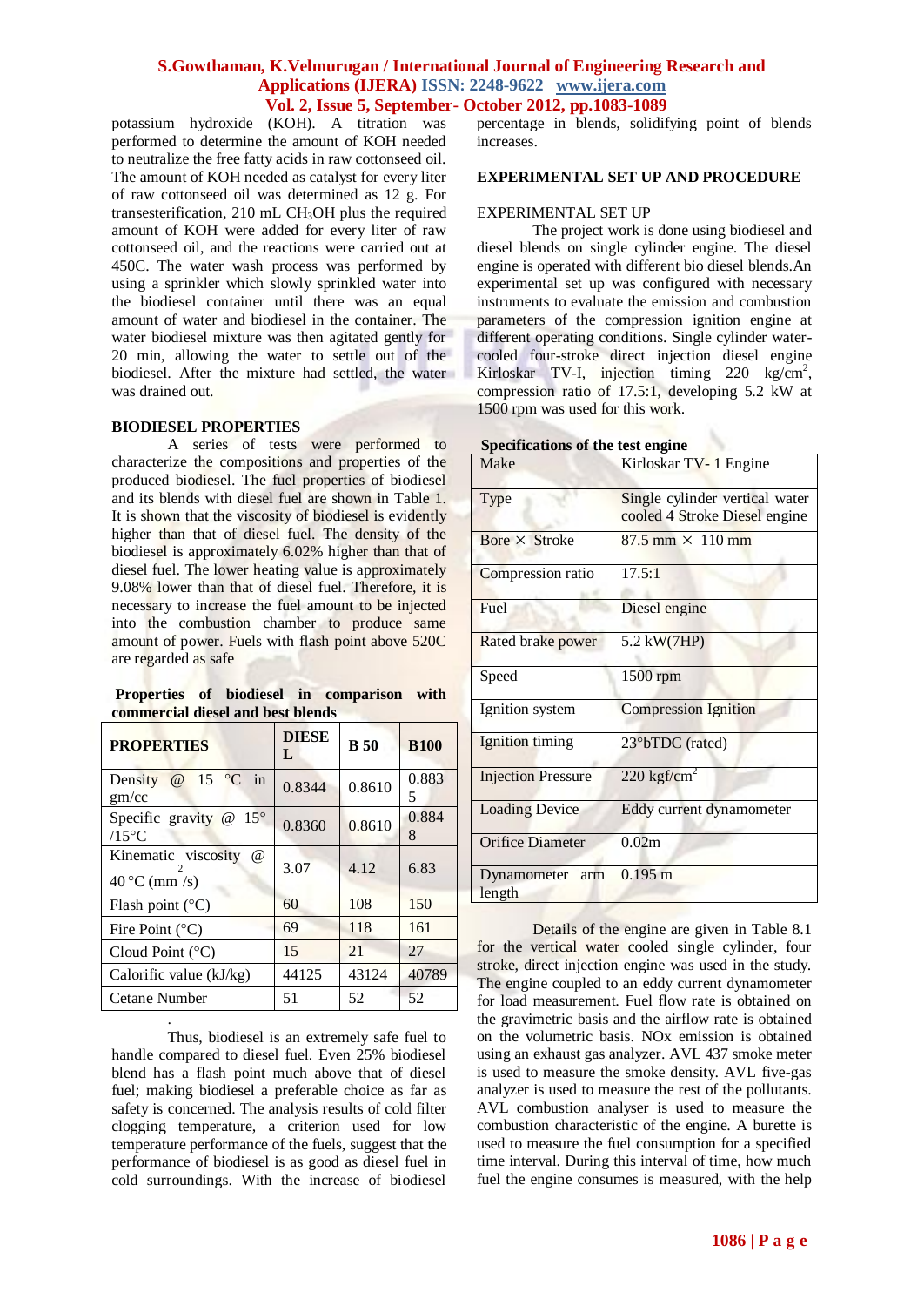potassium hydroxide (KOH). A titration was performed to determine the amount of KOH needed to neutralize the free fatty acids in raw cottonseed oil. The amount of KOH needed as catalyst for every liter of raw cottonseed oil was determined as 12 g. For transesterification, 210 mL $CH_3OH$ plus the required amount of KOH were added for every liter of raw cottonseed oil, and the reactions were carried out at 450C. The water wash process was performed by using a sprinkler which slowly sprinkled water into the biodiesel container until there was an equal amount of water and biodiesel in the container. The water biodiesel mixture was then agitated gently for 20 min, allowing the water to settle out of the biodiesel. After the mixture had settled, the water was drained out.

## BIODIESEL PROPERTIES

A series of tests were performed to characterize the compositions and properties of the produced biodiesel. The fuel properties of biodiesel and its blends with diesel fuel are shown in Table 1. It is shown that the viscosity of biodiesel is evidently higher than that of diesel fuel. The density of the biodiesel is approximately 6.02% higher than that of diesel fuel. The lower heating value is approximately 9.08% lower than that of diesel fuel. Therefore, it is necessary to increase the fuel amount to be injected into the combustion chamber to produce same amount of power. Fuels with flash point above 520C are regarded as safe

**Properties of biodiesel in comparison with commercial diesel and best blends**

| PROPERTIES | DIESEL | B 50 | B100 |
|---|---|---|---|
| Density @ 15 °C in gm/cc | 0.8344 | 0.8610 | 0.8835 |
| Specific gravity @ 15° /15°C | 0.8360 | 0.8610 | 0.8848 |
| Kinematic viscosity @ 40 °C ($mm^2$/s) | 3.07 | 4.12 | 6.83 |
| Flash point (°C) | 60 | 108 | 150 |
| Fire Point (°C) | 69 | 118 | 161 |
| Cloud Point (°C) | 15 | 21 | 27 |
| Calorific value (kJ/kg) | 44125 | 43124 | 40789 |
| Cetane Number | 51 | 52 | 52 |

Thus, biodiesel is an extremely safe fuel to handle compared to diesel fuel. Even 25% biodiesel blend has a flash point much above that of diesel fuel; making biodiesel a preferable choice as far as safety is concerned. The analysis results of cold filter clogging temperature, a criterion used for low temperature performance of the fuels, suggest that the performance of biodiesel is as good as diesel fuel in cold surroundings. With the increase of biodiesel percentage in blends, solidifying point of blends increases.

## EXPERIMENTAL SET UP AND PROCEDURE

### EXPERIMENTAL SET UP

The project work is done using biodiesel and diesel blends on single cylinder engine. The diesel engine is operated with different bio diesel blends.An experimental set up was configured with necessary instruments to evaluate the emission and combustion parameters of the compression ignition engine at different operating conditions. Single cylinder water-cooled four-stroke direct injection diesel engine Kirloskar TV-I, injection timing 220 $kg/cm^2$, compression ratio of 17.5:1, developing 5.2 kW at 1500 rpm was used for this work.

**Specifications of the test engine**

| Make | Kirloskar TV- 1 Engine |
|---|---|
| Type | Single cylinder vertical water cooled 4 Stroke Diesel engine |
| Bore × Stroke | 87.5 mm × 110 mm |
| Compression ratio | 17.5:1 |
| Fuel | Diesel engine |
| Rated brake power | 5.2 kW(7HP) |
| Speed | 1500 rpm |
| Ignition system | Compression Ignition |
| Ignition timing | 23°bTDC (rated) |
| Injection Pressure | 220 $kgf/cm^2$ |
| Loading Device | Eddy current dynamometer |
| Orifice Diameter | 0.02m |
| Dynamometer arm length | 0.195 m |

Details of the engine are given in Table 8.1 for the vertical water cooled single cylinder, four stroke, direct injection engine was used in the study. The engine coupled to an eddy current dynamometer for load measurement. Fuel flow rate is obtained on the gravimetric basis and the airflow rate is obtained on the volumetric basis. NOx emission is obtained using an exhaust gas analyzer. AVL 437 smoke meter is used to measure the smoke density. AVL five-gas analyzer is used to measure the rest of the pollutants. AVL combustion analyser is used to measure the combustion characteristic of the engine. A burette is used to measure the fuel consumption for a specified time interval. During this interval of time, how much fuel the engine consumes is measured, with the help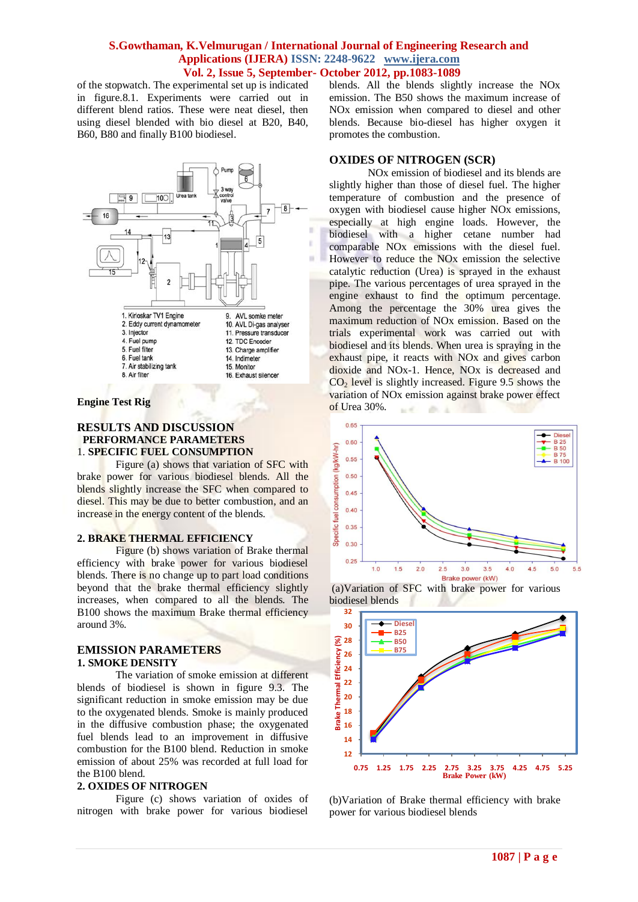of the stopwatch. The experimental set up is indicated in figure.8.1. Experiments were carried out in different blend ratios. These were neat diesel, then using diesel blended with bio diesel at B20, B40, B60, B80 and finally B100 biodiesel.

1. Kirloskar TV1 Engine
2. Eddy current dynamometer
3. Injector
4. Fuel pump
5. Fuel filter
6. Fuel tank
7. Air stabilizing tank
8. Air filter
9. AVL somke meter
10. AVL Di-gas analyser
11. Pressure transducer
12. TDC Encoder
13. Charge amplifier
14. Indimeter
15. Monitor
16. Exhaust silencer

**Engine Test Rig**

## RESULTS AND DISCUSSION

### PERFORMANCE PARAMETERS

### 1. SPECIFIC FUEL CONSUMPTION

Figure (a) shows that variation of SFC with brake power for various biodiesel blends. All the blends slightly increase the SFC when compared to diesel. This may be due to better combustion, and an increase in the energy content of the blends.

### 2. BRAKE THERMAL EFFICIENCY

Figure (b) shows variation of Brake thermal efficiency with brake power for various biodiesel blends. There is no change up to part load conditions beyond that the brake thermal efficiency slightly increases, when compared to all the blends. The B100 shows the maximum Brake thermal efficiency around 3%.

## EMISSION PARAMETERS

### 1. SMOKE DENSITY

The variation of smoke emission at different blends of biodiesel is shown in figure 9.3. The significant reduction in smoke emission may be due to the oxygenated blends. Smoke is mainly produced in the diffusive combustion phase; the oxygenated fuel blends lead to an improvement in diffusive combustion for the B100 blend. Reduction in smoke emission of about 25% was recorded at full load for the B100 blend.

### 2. OXIDES OF NITROGEN

Figure (c) shows variation of oxides of nitrogen with brake power for various biodiesel blends. All the blends slightly increase the NOx emission. The B50 shows the maximum increase of NOx emission when compared to diesel and other blends. Because bio-diesel has higher oxygen it promotes the combustion.

## OXIDES OF NITROGEN (SCR)

NOx emission of biodiesel and its blends are slightly higher than those of diesel fuel. The higher temperature of combustion and the presence of oxygen with biodiesel cause higher NOx emissions, especially at high engine loads. However, the biodiesel with a higher cetane number had comparable NOx emissions with the diesel fuel. However to reduce the NOx emission the selective catalytic reduction (Urea) is sprayed in the exhaust pipe. The various percentages of urea sprayed in the engine exhaust to find the optimum percentage. Among the percentage the 30% urea gives the maximum reduction of NOx emission. Based on the trials experimental work was carried out with biodiesel and its blends. When urea is spraying in the exhaust pipe, it reacts with NOx and gives carbon dioxide and NOx-1. Hence, NOx is decreased and $CO_2$ level is slightly increased. Figure 9.5 shows the variation of NOx emission against brake power effect of Urea 30%.

(a)Variation of SFC with brake power for various biodiesel blends

(b)Variation of Brake thermal efficiency with brake power for various biodiesel blends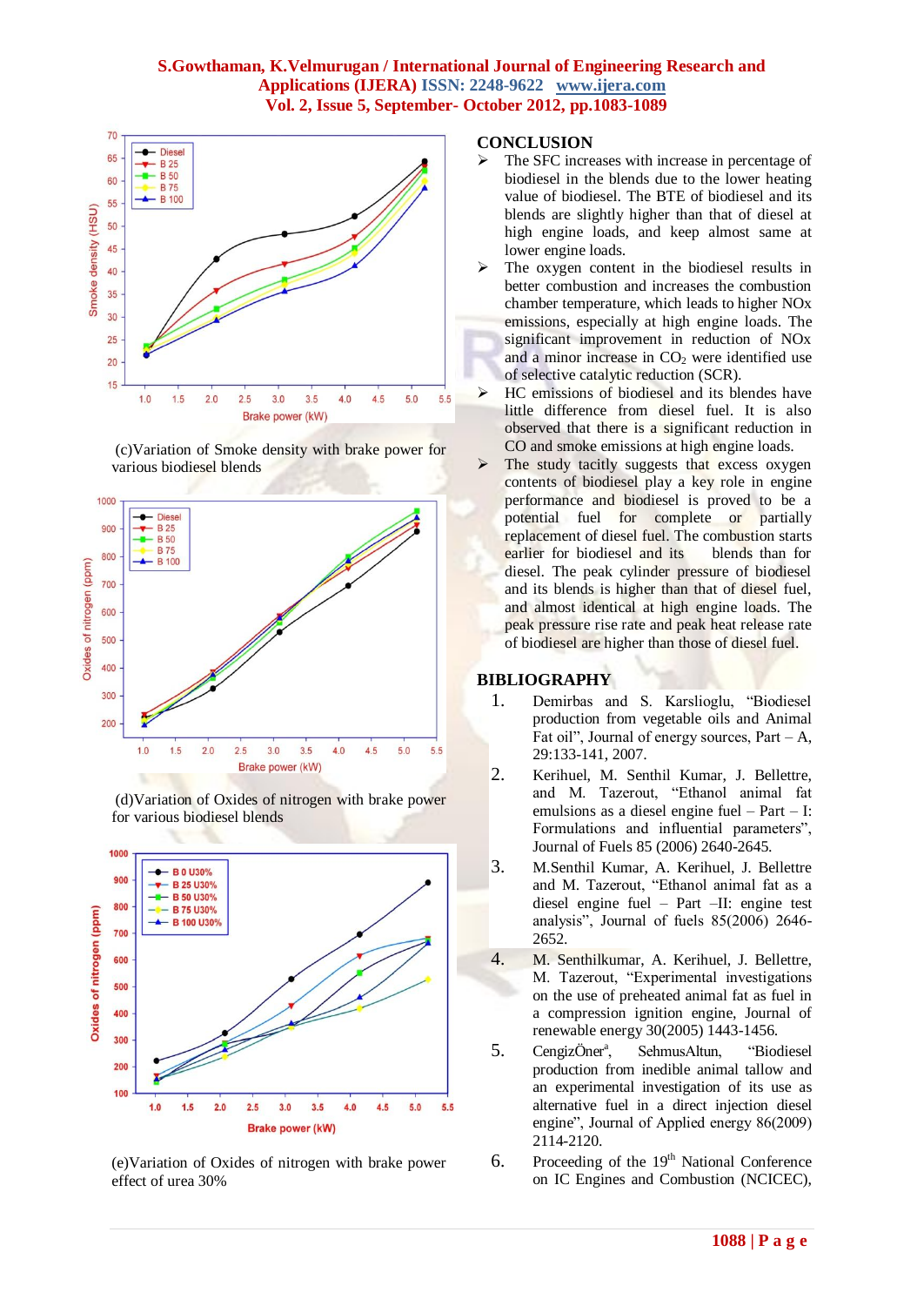(c)Variation of Smoke density with brake power for various biodiesel blends

(d)Variation of Oxides of nitrogen with brake power for various biodiesel blends

(e)Variation of Oxides of nitrogen with brake power effect of urea 30%

## CONCLUSION

- The SFC increases with increase in percentage of biodiesel in the blends due to the lower heating value of biodiesel. The BTE of biodiesel and its blends are slightly higher than that of diesel at high engine loads, and keep almost same at lower engine loads.
- The oxygen content in the biodiesel results in better combustion and increases the combustion chamber temperature, which leads to higher NOx emissions, especially at high engine loads. The significant improvement in reduction of NOx and a minor increase in $CO_2$ were identified use of selective catalytic reduction (SCR).
- HC emissions of biodiesel and its blendes have little difference from diesel fuel. It is also observed that there is a significant reduction in CO and smoke emissions at high engine loads.
- The study tacitly suggests that excess oxygen contents of biodiesel play a key role in engine performance and biodiesel is proved to be a potential fuel for complete or partially replacement of diesel fuel. The combustion starts earlier for biodiesel and its blends than for diesel. The peak cylinder pressure of biodiesel and its blends is higher than that of diesel fuel, and almost identical at high engine loads. The peak pressure rise rate and peak heat release rate of biodiesel are higher than those of diesel fuel.

## BIBLIOGRAPHY

1. Demirbas and S. Karslioglu, "Biodiesel production from vegetable oils and Animal Fat oil", Journal of energy sources, Part – A, 29:133-141, 2007.
2. Kerihuel, M. Senthil Kumar, J. Bellettre, and M. Tazerout, "Ethanol animal fat emulsions as a diesel engine fuel – Part – I: Formulations and influential parameters", Journal of Fuels 85 (2006) 2640-2645.
3. M.Senthil Kumar, A. Kerihuel, J. Bellettre and M. Tazerout, "Ethanol animal fat as a diesel engine fuel – Part –II: engine test analysis", Journal of fuels 85(2006) 2646-2652.
4. M. Senthilkumar, A. Kerihuel, J. Bellettre, M. Tazerout, "Experimental investigations on the use of preheated animal fat as fuel in a compression ignition engine, Journal of renewable energy 30(2005) 1443-1456.
5. CengizÖner[a], SehmusAltun, "Biodiesel production from inedible animal tallow and an experimental investigation of its use as alternative fuel in a direct injection diesel engine", Journal of Applied energy 86(2009) 2114-2120.
6. Proceeding of the 19[th] National Conference on IC Engines and Combustion (NCICEC),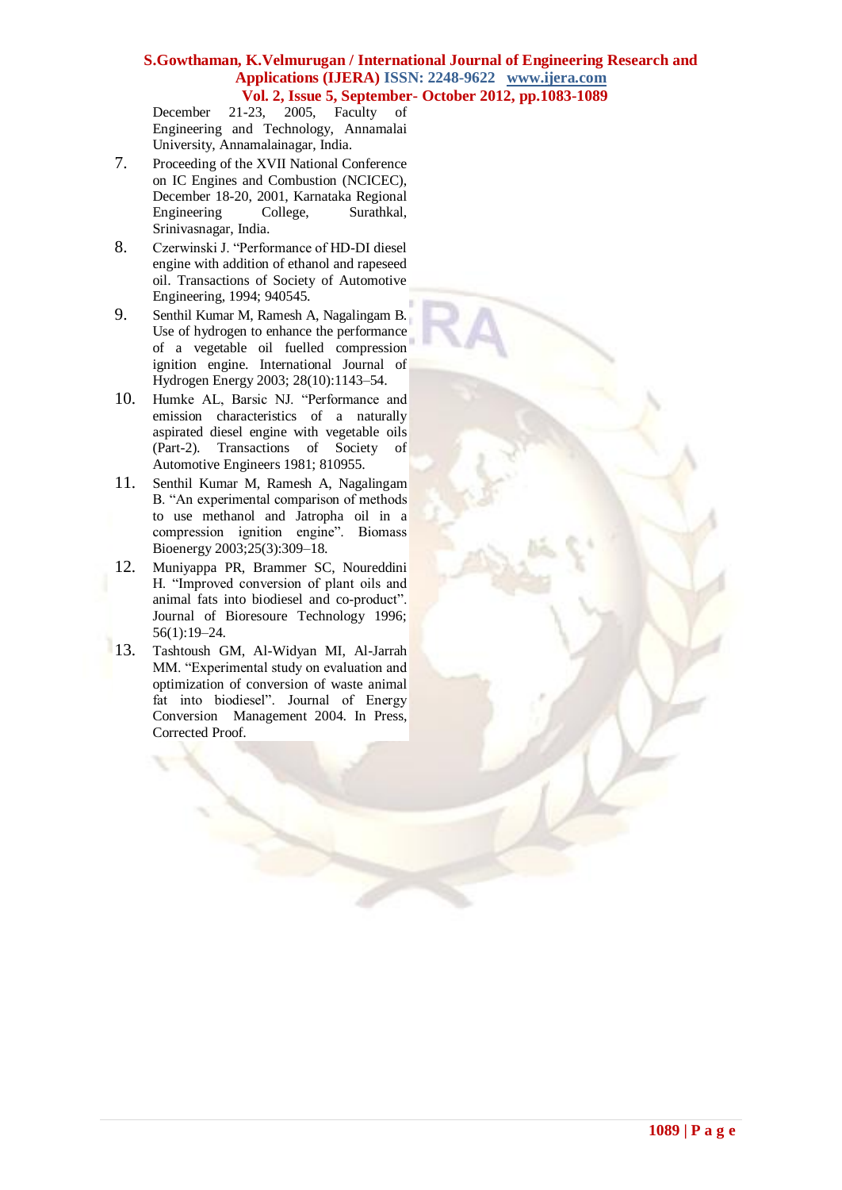December 21-23, 2005, Faculty of Engineering and Technology, Annamalai University, Annamalainagar, India.

7. Proceeding of the XVII National Conference on IC Engines and Combustion (NCICEC), December 18-20, 2001, Karnataka Regional Engineering College, Surathkal, Srinivasnagar, India.
8. Czerwinski J. "Performance of HD-DI diesel engine with addition of ethanol and rapeseed oil. Transactions of Society of Automotive Engineering, 1994; 940545.
9. Senthil Kumar M, Ramesh A, Nagalingam B. Use of hydrogen to enhance the performance of a vegetable oil fuelled compression ignition engine. International Journal of Hydrogen Energy 2003; 28(10):1143–54.
10. Humke AL, Barsic NJ. "Performance and emission characteristics of a naturally aspirated diesel engine with vegetable oils (Part-2). Transactions of Society of Automotive Engineers 1981; 810955.
11. Senthil Kumar M, Ramesh A, Nagalingam B. "An experimental comparison of methods to use methanol and Jatropha oil in a compression ignition engine". Biomass Bioenergy 2003;25(3):309–18.
12. Muniyappa PR, Brammer SC, Noureddini H. "Improved conversion of plant oils and animal fats into biodiesel and co-product". Journal of Bioresoure Technology 1996; 56(1):19–24.
13. Tashtoush GM, Al-Widyan MI, Al-Jarrah MM. "Experimental study on evaluation and optimization of conversion of waste animal fat into biodiesel". Journal of Energy Conversion Management 2004. In Press, Corrected Proof.